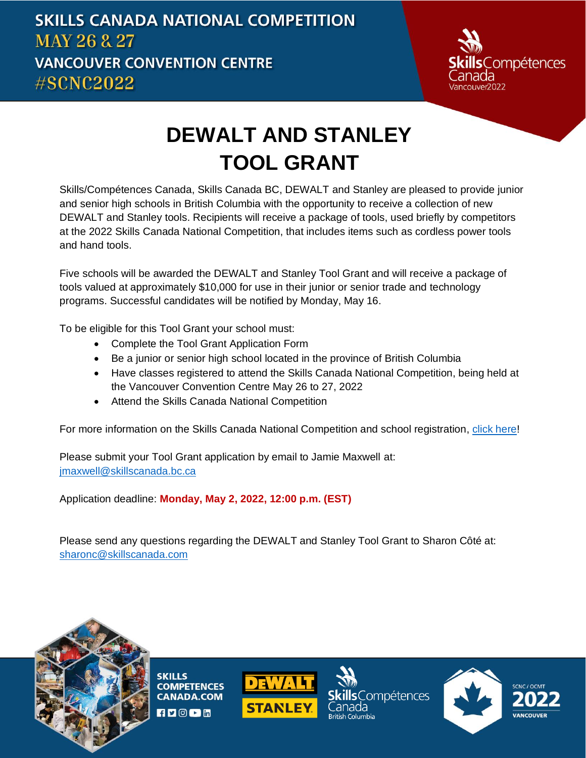SKILLS CANADA NATIONAL COMPETITION
MAY 26 & 27
VANCOUVER CONVENTION CENTRE
#SCNC2022

# DEWALT AND STANLEY TOOL GRANT

Skills/Compétences Canada, Skills Canada BC, DEWALT and Stanley are pleased to provide junior and senior high schools in British Columbia with the opportunity to receive a collection of new DEWALT and Stanley tools. Recipients will receive a package of tools, used briefly by competitors at the 2022 Skills Canada National Competition, that includes items such as cordless power tools and hand tools.

Five schools will be awarded the DEWALT and Stanley Tool Grant and will receive a package of tools valued at approximately $10,000 for use in their junior or senior trade and technology programs. Successful candidates will be notified by Monday, May 16.

To be eligible for this Tool Grant your school must:

- Complete the Tool Grant Application Form
- Be a junior or senior high school located in the province of British Columbia
- Have classes registered to attend the Skills Canada National Competition, being held at the Vancouver Convention Centre May 26 to 27, 2022
- Attend the Skills Canada National Competition

For more information on the Skills Canada National Competition and school registration, click here!

Please submit your Tool Grant application by email to Jamie Maxwell at: jmaxwell@skillscanada.bc.ca

Application deadline: **Monday, May 2, 2022, 12:00 p.m. (EST)**

Please send any questions regarding the DEWALT and Stanley Tool Grant to Sharon Côté at: sharonc@skillscanada.com

SKILLS COMPETENCES CANADA.COM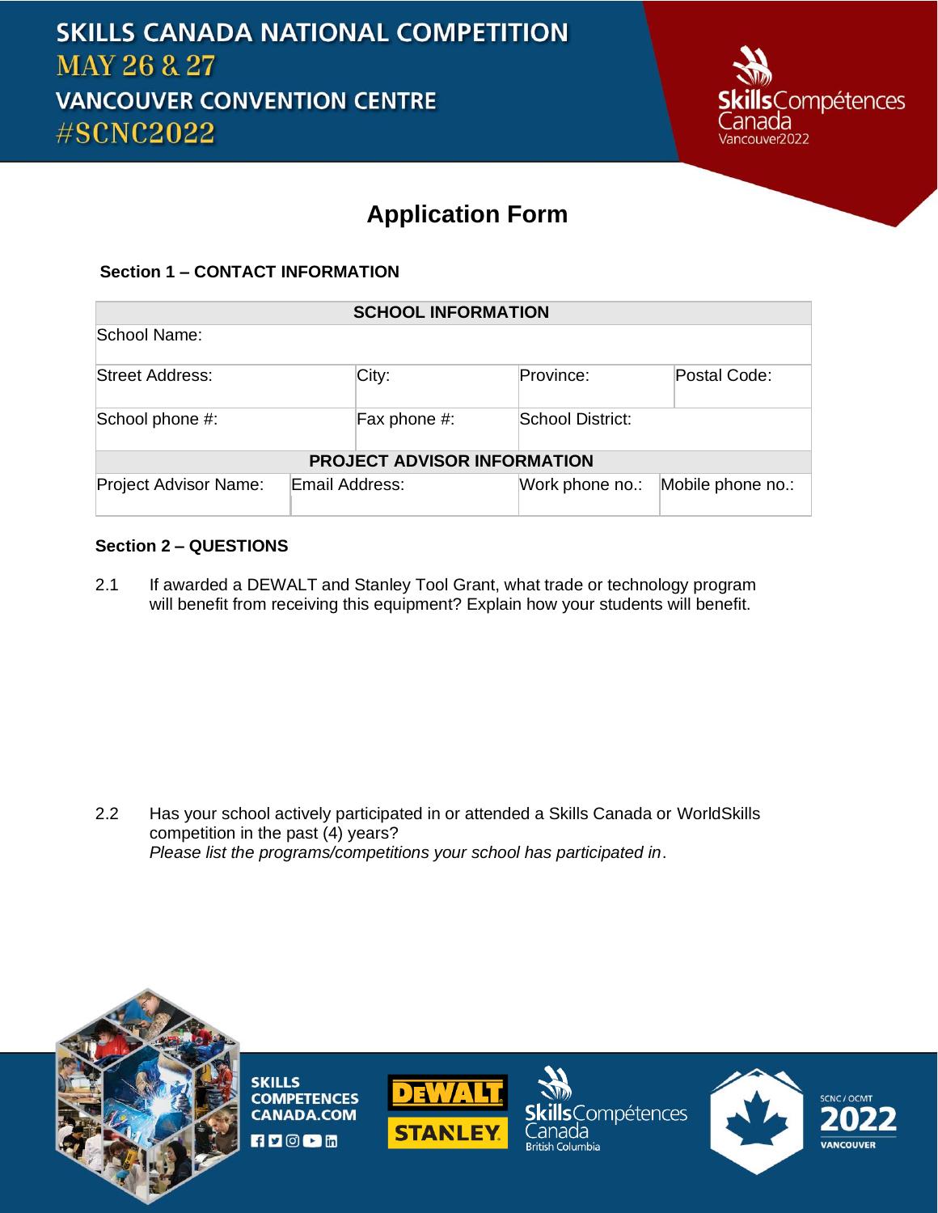SKILLS CANADA NATIONAL COMPETITION
MAY 26 & 27
VANCOUVER CONVENTION CENTRE
#SCNC2022

# Application Form

## Section 1 – CONTACT INFORMATION

| SCHOOL INFORMATION | | | |
|---|---|---|---|
| School Name: | | | |
| Street Address: | City: | Province: | Postal Code: |
| School phone #: | Fax phone #: | School District: | |
| **PROJECT ADVISOR INFORMATION** | | | |
| Project Advisor Name: | Email Address: | Work phone no.: | Mobile phone no.: |

## Section 2 – QUESTIONS

2.1 If awarded a DEWALT and Stanley Tool Grant, what trade or technology program will benefit from receiving this equipment? Explain how your students will benefit.

2.2 Has your school actively participated in or attended a Skills Canada or WorldSkills competition in the past (4) years?
*Please list the programs/competitions your school has participated in*.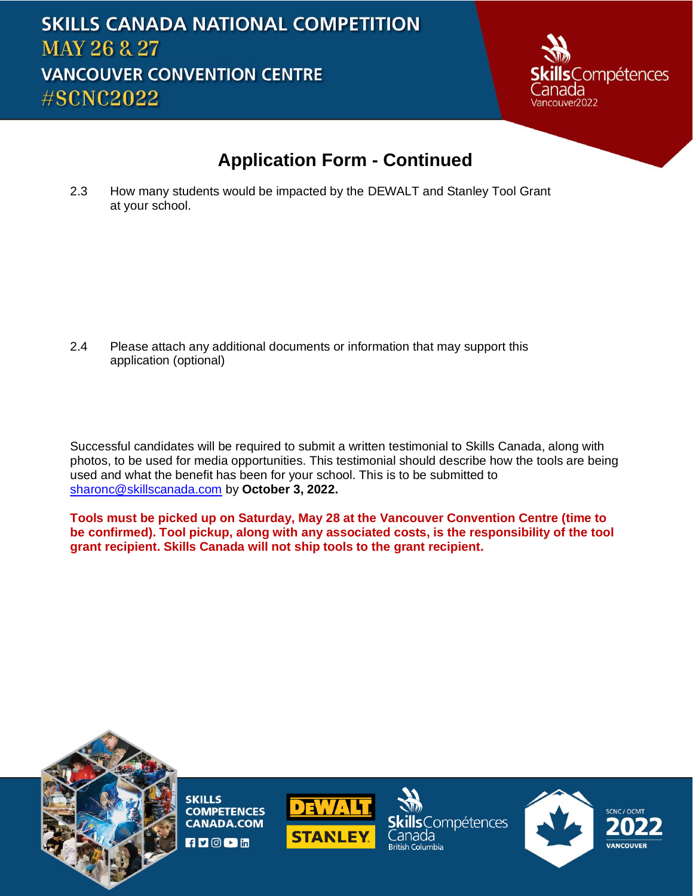## Application Form - Continued

2.3 How many students would be impacted by the DEWALT and Stanley Tool Grant at your school.

2.4 Please attach any additional documents or information that may support this application (optional)

Successful candidates will be required to submit a written testimonial to Skills Canada, along with photos, to be used for media opportunities. This testimonial should describe how the tools are being used and what the benefit has been for your school. This is to be submitted to sharonc@skillscanada.com by **October 3, 2022.**

**Tools must be picked up on Saturday, May 28 at the Vancouver Convention Centre (time to be confirmed). Tool pickup, along with any associated costs, is the responsibility of the tool grant recipient. Skills Canada will not ship tools to the grant recipient.**